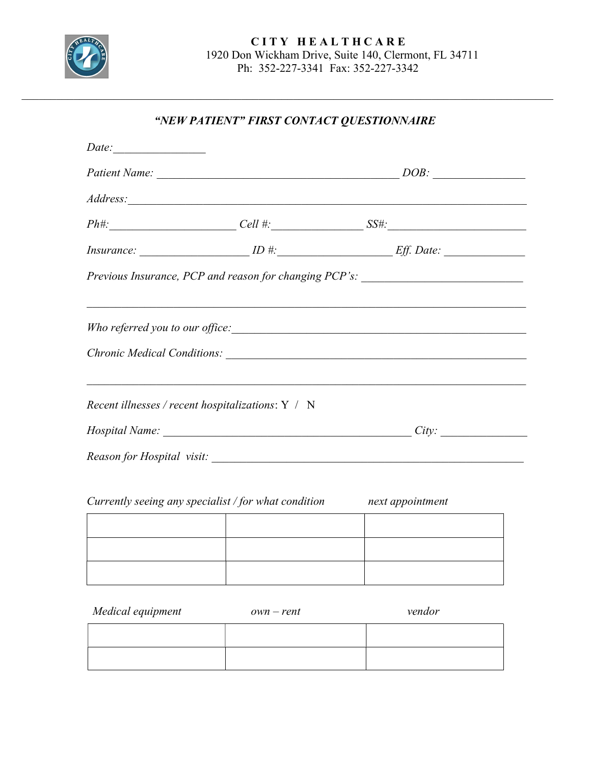# CITY HEALTHCARE

1920 Don Wickham Drive, Suite 140, Clermont, FL 34711
Ph: 352-227-3341 Fax: 352-227-3342

---

## *"NEW PATIENT" FIRST CONTACT QUESTIONNAIRE*

*Date:*________________

*Patient Name:* ____________________________________________ *DOB:* ________________

*Address:*________________________________________________________________________

*Ph#:*______________________ *Cell #:*_______________ *SS#:*________________________

*Insurance:* ___________________ *ID #:*___________________ *Eff. Date:* _____________

*Previous Insurance, PCP and reason for changing PCP's:* ___________________________

__________________________________________________________________________________

*Who referred you to our office:*__________________________________________________

*Chronic Medical Conditions:* _____________________________________________________

__________________________________________________________________________________

*Recent illnesses / recent hospitalizations*: Y / N

*Hospital Name:* _____________________________________________ *City:* ______________

*Reason for Hospital visit:* _______________________________________________________

| *Currently seeing any specialist* | */ for what condition* | *next appointment* |
|---|---|---|
| | | |
| | | |
| | | |

| *Medical equipment* | *own – rent* | *vendor* |
|---|---|---|
| | | |
| | | |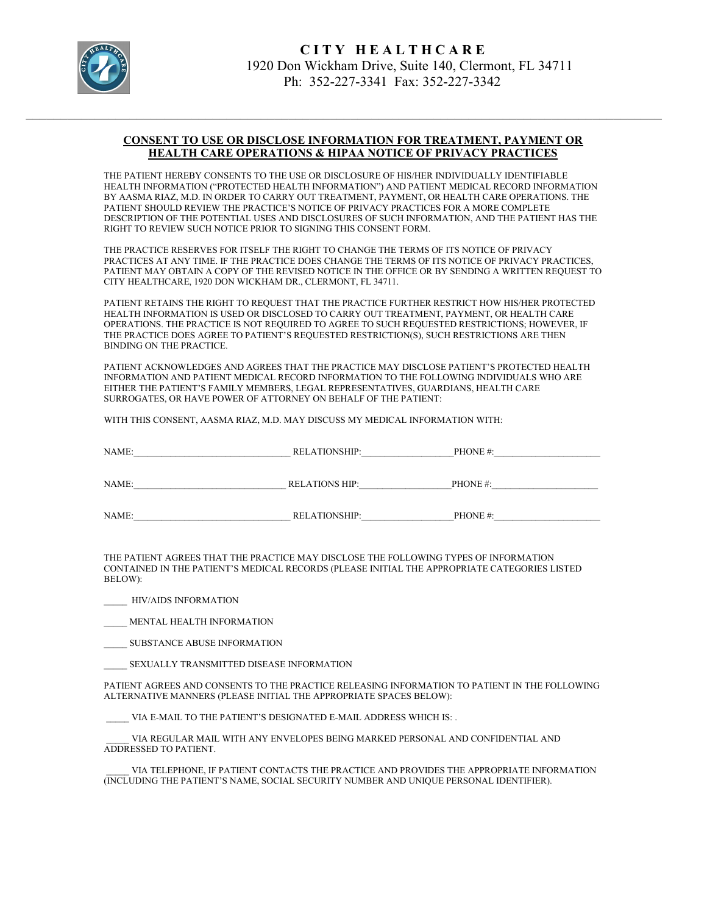**CITY HEALTHCARE**
1920 Don Wickham Drive, Suite 140, Clermont, FL 34711
Ph: 352-227-3341 Fax: 352-227-3342

---

## CONSENT TO USE OR DISCLOSE INFORMATION FOR TREATMENT, PAYMENT OR HEALTH CARE OPERATIONS & HIPAA NOTICE OF PRIVACY PRACTICES

THE PATIENT HEREBY CONSENTS TO THE USE OR DISCLOSURE OF HIS/HER INDIVIDUALLY IDENTIFIABLE HEALTH INFORMATION ("PROTECTED HEALTH INFORMATION") AND PATIENT MEDICAL RECORD INFORMATION BY AASMA RIAZ, M.D. IN ORDER TO CARRY OUT TREATMENT, PAYMENT, OR HEALTH CARE OPERATIONS. THE PATIENT SHOULD REVIEW THE PRACTICE'S NOTICE OF PRIVACY PRACTICES FOR A MORE COMPLETE DESCRIPTION OF THE POTENTIAL USES AND DISCLOSURES OF SUCH INFORMATION, AND THE PATIENT HAS THE RIGHT TO REVIEW SUCH NOTICE PRIOR TO SIGNING THIS CONSENT FORM.

THE PRACTICE RESERVES FOR ITSELF THE RIGHT TO CHANGE THE TERMS OF ITS NOTICE OF PRIVACY PRACTICES AT ANY TIME. IF THE PRACTICE DOES CHANGE THE TERMS OF ITS NOTICE OF PRIVACY PRACTICES, PATIENT MAY OBTAIN A COPY OF THE REVISED NOTICE IN THE OFFICE OR BY SENDING A WRITTEN REQUEST TO CITY HEALTHCARE, 1920 DON WICKHAM DR., CLERMONT, FL 34711.

PATIENT RETAINS THE RIGHT TO REQUEST THAT THE PRACTICE FURTHER RESTRICT HOW HIS/HER PROTECTED HEALTH INFORMATION IS USED OR DISCLOSED TO CARRY OUT TREATMENT, PAYMENT, OR HEALTH CARE OPERATIONS. THE PRACTICE IS NOT REQUIRED TO AGREE TO SUCH REQUESTED RESTRICTIONS; HOWEVER, IF THE PRACTICE DOES AGREE TO PATIENT'S REQUESTED RESTRICTION(S), SUCH RESTRICTIONS ARE THEN BINDING ON THE PRACTICE.

PATIENT ACKNOWLEDGES AND AGREES THAT THE PRACTICE MAY DISCLOSE PATIENT'S PROTECTED HEALTH INFORMATION AND PATIENT MEDICAL RECORD INFORMATION TO THE FOLLOWING INDIVIDUALS WHO ARE EITHER THE PATIENT'S FAMILY MEMBERS, LEGAL REPRESENTATIVES, GUARDIANS, HEALTH CARE SURROGATES, OR HAVE POWER OF ATTORNEY ON BEHALF OF THE PATIENT:

WITH THIS CONSENT, AASMA RIAZ, M.D. MAY DISCUSS MY MEDICAL INFORMATION WITH:

NAME:________________________________ RELATIONSHIP:___________________PHONE #:______________________

NAME:________________________________ RELATIONS HIP:___________________PHONE #:______________________

NAME:________________________________ RELATIONSHIP:___________________PHONE #:______________________

THE PATIENT AGREES THAT THE PRACTICE MAY DISCLOSE THE FOLLOWING TYPES OF INFORMATION CONTAINED IN THE PATIENT'S MEDICAL RECORDS (PLEASE INITIAL THE APPROPRIATE CATEGORIES LISTED BELOW):

_____ HIV/AIDS INFORMATION

_____ MENTAL HEALTH INFORMATION

_____ SUBSTANCE ABUSE INFORMATION

_____ SEXUALLY TRANSMITTED DISEASE INFORMATION

PATIENT AGREES AND CONSENTS TO THE PRACTICE RELEASING INFORMATION TO PATIENT IN THE FOLLOWING ALTERNATIVE MANNERS (PLEASE INITIAL THE APPROPRIATE SPACES BELOW):

_____ VIA E-MAIL TO THE PATIENT'S DESIGNATED E-MAIL ADDRESS WHICH IS: .

_____ VIA REGULAR MAIL WITH ANY ENVELOPES BEING MARKED PERSONAL AND CONFIDENTIAL AND ADDRESSED TO PATIENT.

_____ VIA TELEPHONE, IF PATIENT CONTACTS THE PRACTICE AND PROVIDES THE APPROPRIATE INFORMATION (INCLUDING THE PATIENT'S NAME, SOCIAL SECURITY NUMBER AND UNIQUE PERSONAL IDENTIFIER).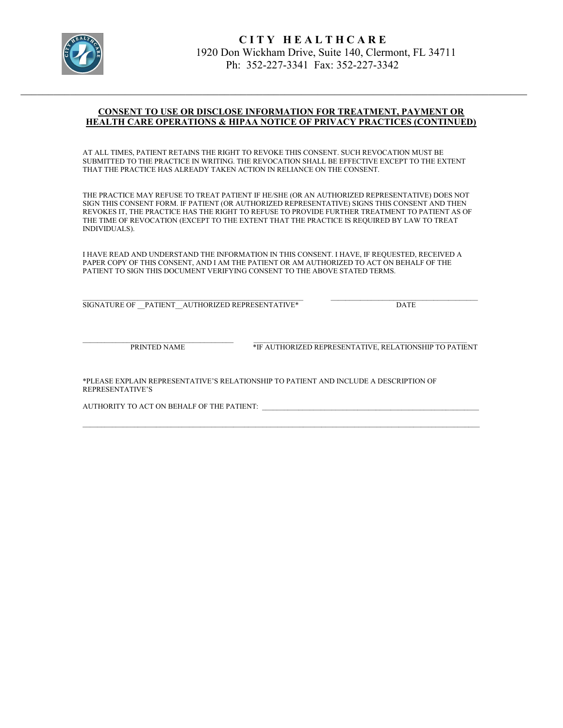**CITY HEALTHCARE**
1920 Don Wickham Drive, Suite 140, Clermont, FL 34711
Ph: 352-227-3341 Fax: 352-227-3342

## CONSENT TO USE OR DISCLOSE INFORMATION FOR TREATMENT, PAYMENT OR HEALTH CARE OPERATIONS & HIPAA NOTICE OF PRIVACY PRACTICES (CONTINUED)

AT ALL TIMES, PATIENT RETAINS THE RIGHT TO REVOKE THIS CONSENT. SUCH REVOCATION MUST BE SUBMITTED TO THE PRACTICE IN WRITING. THE REVOCATION SHALL BE EFFECTIVE EXCEPT TO THE EXTENT THAT THE PRACTICE HAS ALREADY TAKEN ACTION IN RELIANCE ON THE CONSENT.

THE PRACTICE MAY REFUSE TO TREAT PATIENT IF HE/SHE (OR AN AUTHORIZED REPRESENTATIVE) DOES NOT SIGN THIS CONSENT FORM. IF PATIENT (OR AUTHORIZED REPRESENTATIVE) SIGNS THIS CONSENT AND THEN REVOKES IT, THE PRACTICE HAS THE RIGHT TO REFUSE TO PROVIDE FURTHER TREATMENT TO PATIENT AS OF THE TIME OF REVOCATION (EXCEPT TO THE EXTENT THAT THE PRACTICE IS REQUIRED BY LAW TO TREAT INDIVIDUALS).

I HAVE READ AND UNDERSTAND THE INFORMATION IN THIS CONSENT. I HAVE, IF REQUESTED, RECEIVED A PAPER COPY OF THIS CONSENT, AND I AM THE PATIENT OR AM AUTHORIZED TO ACT ON BEHALF OF THE PATIENT TO SIGN THIS DOCUMENT VERIFYING CONSENT TO THE ABOVE STATED TERMS.

\_\_\_\_\_\_\_\_\_\_\_\_\_\_\_\_\_\_\_\_\_\_\_\_\_\_\_\_\_\_\_\_\_\_\_\_\_\_\_\_\_\_ \_\_\_\_\_\_\_\_\_\_\_\_\_\_\_\_\_\_\_\_\_\_\_\_\_\_\_\_
SIGNATURE OF __PATIENT__AUTHORIZED REPRESENTATIVE* DATE

\_\_\_\_\_\_\_\_\_\_\_\_\_\_\_\_\_\_\_\_\_\_\_\_\_\_\_\_ \_\_\_\_\_\_\_\_\_\_\_\_\_\_\_\_\_\_\_\_\_\_\_\_\_\_\_\_\_\_\_\_\_\_\_\_\_\_\_\_
PRINTED NAME *IF AUTHORIZED REPRESENTATIVE, RELATIONSHIP TO PATIENT

*PLEASE EXPLAIN REPRESENTATIVE'S RELATIONSHIP TO PATIENT AND INCLUDE A DESCRIPTION OF REPRESENTATIVE'S

AUTHORITY TO ACT ON BEHALF OF THE PATIENT: \_\_\_\_\_\_\_\_\_\_\_\_\_\_\_\_\_\_\_\_\_\_\_\_\_\_\_\_\_\_\_\_\_\_\_\_\_\_\_\_

\_\_\_\_\_\_\_\_\_\_\_\_\_\_\_\_\_\_\_\_\_\_\_\_\_\_\_\_\_\_\_\_\_\_\_\_\_\_\_\_\_\_\_\_\_\_\_\_\_\_\_\_\_\_\_\_\_\_\_\_\_\_\_\_\_\_\_\_\_\_\_\_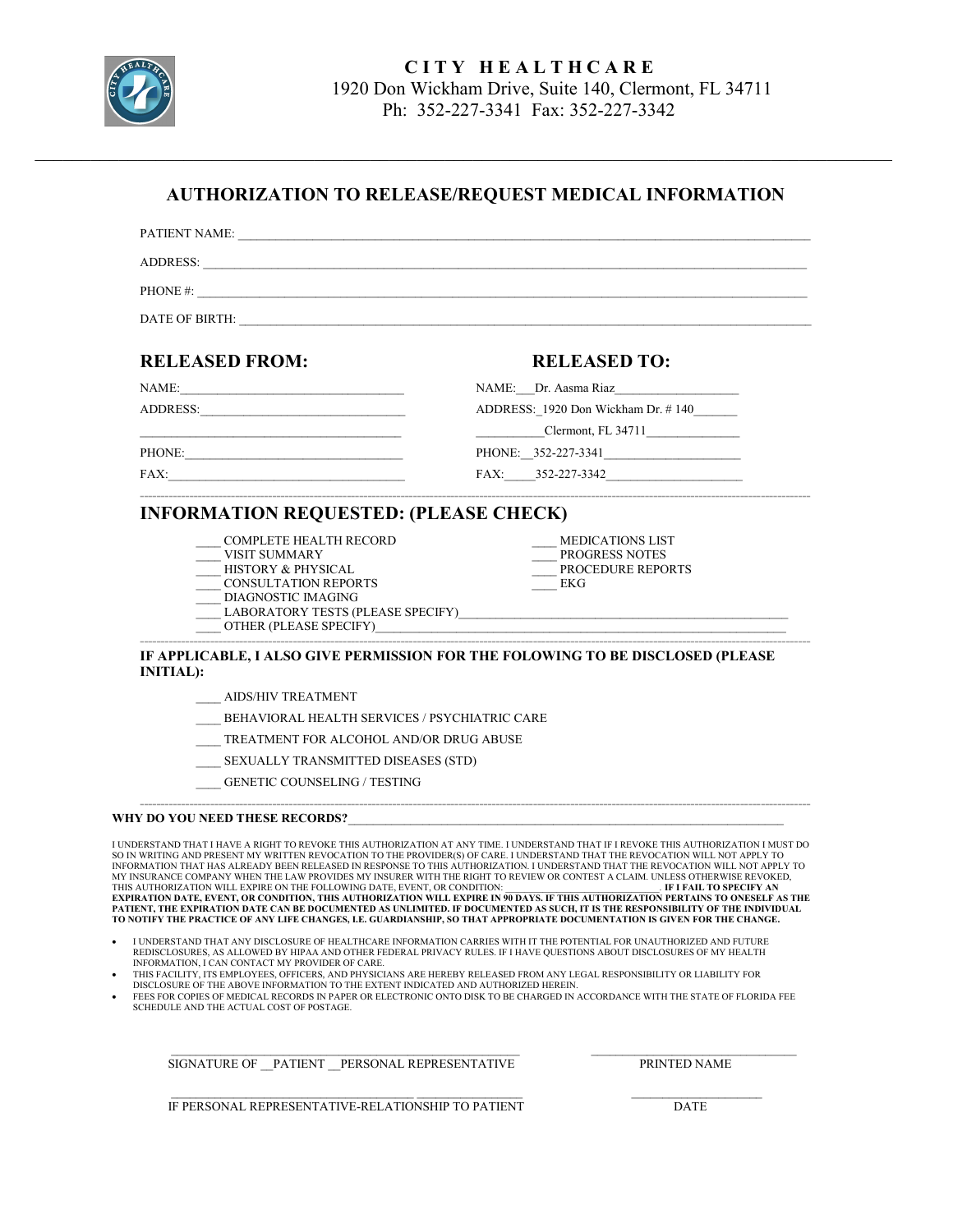# CITY HEALTHCARE

1920 Don Wickham Drive, Suite 140, Clermont, FL 34711
Ph: 352-227-3341 Fax: 352-227-3342

## AUTHORIZATION TO RELEASE/REQUEST MEDICAL INFORMATION

PATIENT NAME: ______________________________________________

ADDRESS: ______________________________________________

PHONE #: ______________________________________________

DATE OF BIRTH: ______________________________________________

### RELEASED FROM:

NAME: ______________________________

ADDRESS: ______________________________

______________________________

PHONE: ______________________________

FAX: ______________________________

### RELEASED TO:

NAME: Dr. Aasma Riaz

ADDRESS: 1920 Don Wickham Dr. # 140

Clermont, FL 34711

PHONE: 352-227-3341

FAX: 352-227-3342

### INFORMATION REQUESTED: (PLEASE CHECK)

____ COMPLETE HEALTH RECORD
____ VISIT SUMMARY
____ HISTORY & PHYSICAL
____ CONSULTATION REPORTS
____ DIAGNOSTIC IMAGING
____ LABORATORY TESTS (PLEASE SPECIFY)______________________________
____ OTHER (PLEASE SPECIFY)______________________________
____ MEDICATIONS LIST
____ PROGRESS NOTES
____ PROCEDURE REPORTS
____ EKG

**IF APPLICABLE, I ALSO GIVE PERMISSION FOR THE FOLOWING TO BE DISCLOSED (PLEASE INITIAL):**

____ AIDS/HIV TREATMENT

____ BEHAVIORAL HEALTH SERVICES / PSYCHIATRIC CARE

____ TREATMENT FOR ALCOHOL AND/OR DRUG ABUSE

____ SEXUALLY TRANSMITTED DISEASES (STD)

____ GENETIC COUNSELING / TESTING

**WHY DO YOU NEED THESE RECORDS?**______________________________________________

I UNDERSTAND THAT I HAVE A RIGHT TO REVOKE THIS AUTHORIZATION AT ANY TIME. I UNDERSTAND THAT IF I REVOKE THIS AUTHORIZATION I MUST DO SO IN WRITING AND PRESENT MY WRITTEN REVOCATION TO THE PROVIDER(S) OF CARE. I UNDERSTAND THAT THE REVOCATION WILL NOT APPLY TO INFORMATION THAT HAS ALREADY BEEN RELEASED IN RESPONSE TO THIS AUTHORIZATION. I UNDERSTAND THAT THE REVOCATION WILL NOT APPLY TO MY INSURANCE COMPANY WHEN THE LAW PROVIDES MY INSURER WITH THE RIGHT TO REVIEW OR CONTEST A CLAIM. UNLESS OTHERWISE REVOKED, THIS AUTHORIZATION WILL EXPIRE ON THE FOLLOWING DATE, EVENT, OR CONDITION: ______________________________. **IF I FAIL TO SPECIFY AN EXPIRATION DATE, EVENT, OR CONDITION, THIS AUTHORIZATION WILL EXPIRE IN 90 DAYS. IF THIS AUTHORIZATION PERTAINS TO ONESELF AS THE PATIENT, THE EXPIRATION DATE CAN BE DOCUMENTED AS UNLIMITED. IF DOCUMENTED AS SUCH, IT IS THE RESPONSIBILITY OF THE INDIVIDUAL TO NOTIFY THE PRACTICE OF ANY LIFE CHANGES, I.E. GUARDIANSHIP, SO THAT APPROPRIATE DOCUMENTATION IS GIVEN FOR THE CHANGE.**

- I UNDERSTAND THAT ANY DISCLOSURE OF HEALTHCARE INFORMATION CARRIES WITH IT THE POTENTIAL FOR UNAUTHORIZED AND FUTURE REDISCLOSURES, AS ALLOWED BY HIPAA AND OTHER FEDERAL PRIVACY RULES. IF I HAVE QUESTIONS ABOUT DISCLOSURES OF MY HEALTH INFORMATION, I CAN CONTACT MY PROVIDER OF CARE.
- THIS FACILITY, ITS EMPLOYEES, OFFICERS, AND PHYSICIANS ARE HEREBY RELEASED FROM ANY LEGAL RESPONSIBILITY OR LIABILITY FOR DISCLOSURE OF THE ABOVE INFORMATION TO THE EXTENT INDICATED AND AUTHORIZED HEREIN.
- FEES FOR COPIES OF MEDICAL RECORDS IN PAPER OR ELECTRONIC ONTO DISK TO BE CHARGED IN ACCORDANCE WITH THE STATE OF FLORIDA FEE SCHEDULE AND THE ACTUAL COST OF POSTAGE.

______________________________ SIGNATURE OF __PATIENT __PERSONAL REPRESENTATIVE

______________________________ PRINTED NAME

______________________________ IF PERSONAL REPRESENTATIVE-RELATIONSHIP TO PATIENT

______________________________ DATE